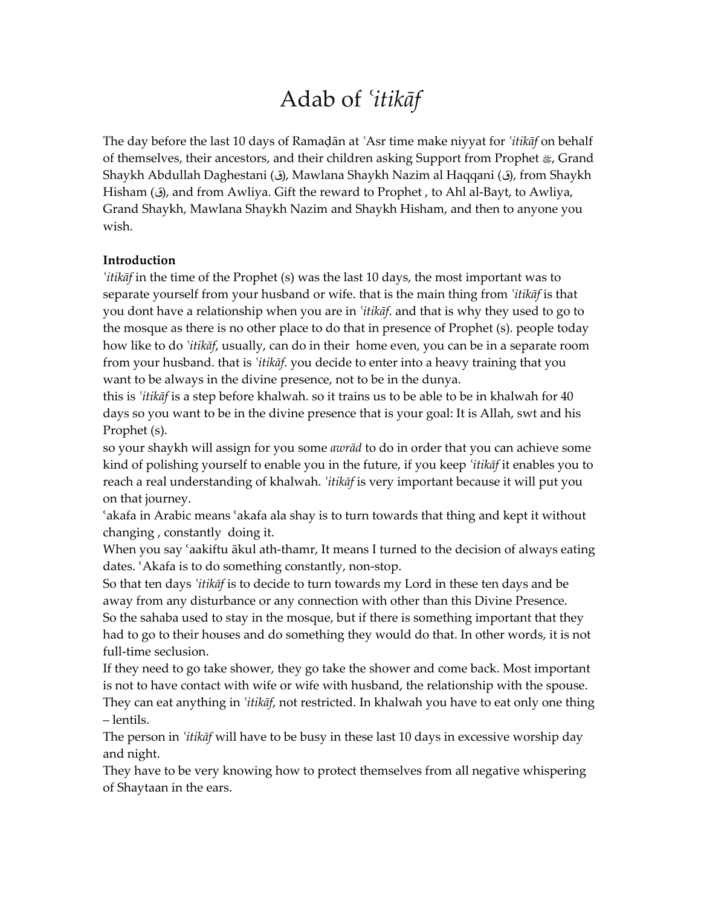# Adab of *ʿitikāf*

The day before the last 10 days of Ramaḍān at ʿAsr time make niyyat for *ʿitikāf* on behalf of themselves, their ancestors, and their children asking Support from Prophet ﷺ, Grand Shaykh Abdullah Daghestani (ق), Mawlana Shaykh Nazim al Haqqani (ق), from Shaykh Hisham (ق), and from Awliya. Gift the reward to Prophet , to Ahl al-Bayt, to Awliya, Grand Shaykh, Mawlana Shaykh Nazim and Shaykh Hisham, and then to anyone you wish.

**Introduction**

*ʿitikāf* in the time of the Prophet (s) was the last 10 days, the most important was to separate yourself from your husband or wife. that is the main thing from *ʿitikāf* is that you dont have a relationship when you are in *ʿitikāf*. and that is why they used to go to the mosque as there is no other place to do that in presence of Prophet (s). people today how like to do *ʿitikāf*, usually, can do in their home even, you can be in a separate room from your husband. that is *ʿitikāf*. you decide to enter into a heavy training that you want to be always in the divine presence, not to be in the dunya.

this is *ʿitikāf* is a step before khalwah. so it trains us to be able to be in khalwah for 40 days so you want to be in the divine presence that is your goal: It is Allah, swt and his Prophet (s).

so your shaykh will assign for you some *awrād* to do in order that you can achieve some kind of polishing yourself to enable you in the future, if you keep *ʿitikāf* it enables you to reach a real understanding of khalwah. *ʿitikāf* is very important because it will put you on that journey.

ʿakafa in Arabic means ʿakafa ala shay is to turn towards that thing and kept it without changing , constantly doing it.

When you say ʿaakiftu ākul ath-thamr, It means I turned to the decision of always eating dates. ʿAkafa is to do something constantly, non-stop.

So that ten days *ʿitikāf* is to decide to turn towards my Lord in these ten days and be away from any disturbance or any connection with other than this Divine Presence.

So the sahaba used to stay in the mosque, but if there is something important that they had to go to their houses and do something they would do that. In other words, it is not full-time seclusion.

If they need to go take shower, they go take the shower and come back. Most important is not to have contact with wife or wife with husband, the relationship with the spouse.

They can eat anything in *ʿitikāf*, not restricted. In khalwah you have to eat only one thing – lentils.

The person in *ʿitikāf* will have to be busy in these last 10 days in excessive worship day and night.

They have to be very knowing how to protect themselves from all negative whispering of Shaytaan in the ears.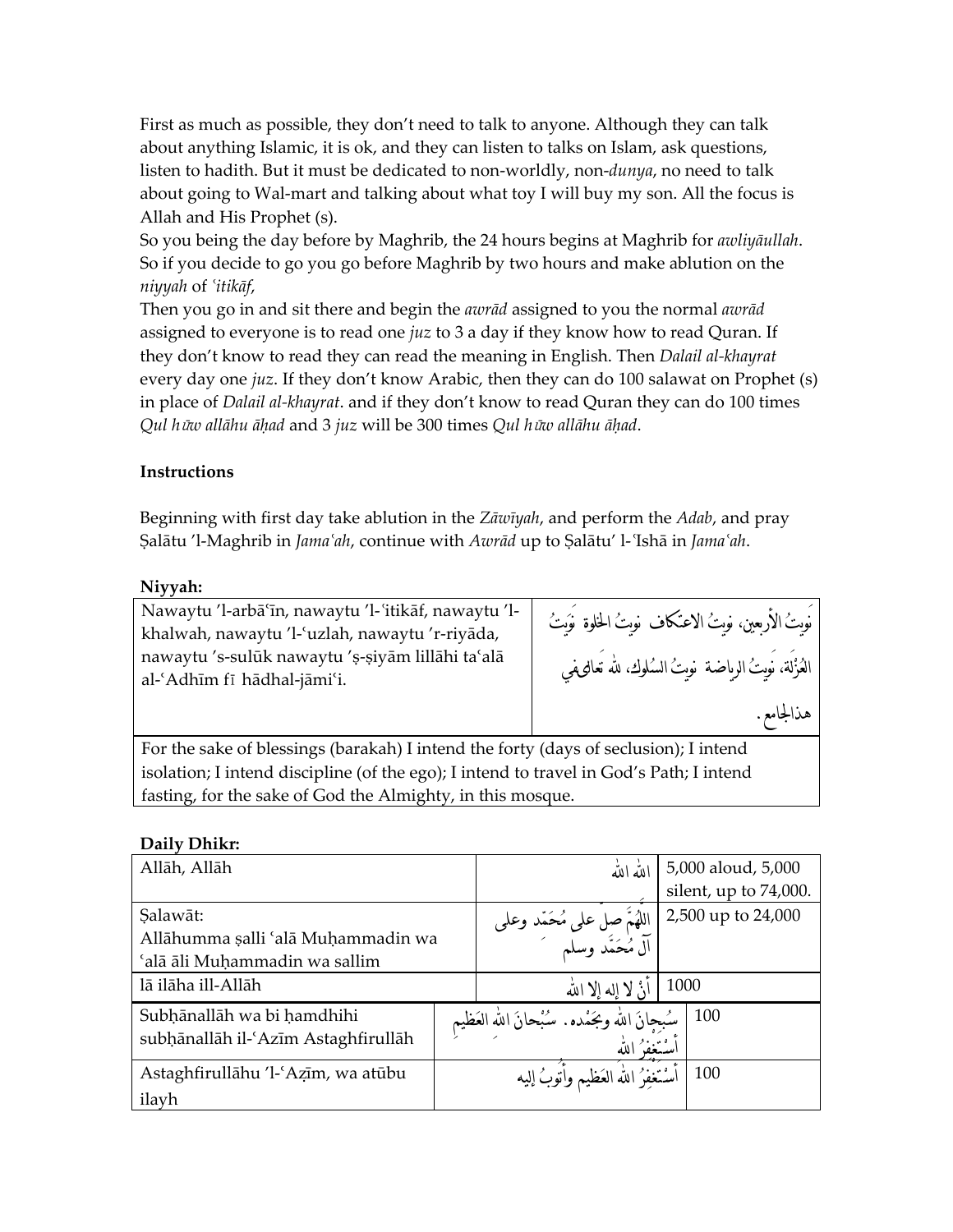First as much as possible, they don't need to talk to anyone. Although they can talk about anything Islamic, it is ok, and they can listen to talks on Islam, ask questions, listen to hadith. But it must be dedicated to non-worldly, non-*dunya*, no need to talk about going to Wal-mart and talking about what toy I will buy my son. All the focus is Allah and His Prophet (s).

So you being the day before by Maghrib, the 24 hours begins at Maghrib for *awliyāullah*. So if you decide to go you go before Maghrib by two hours and make ablution on the *niyyah* of *ʿitikāf*,

Then you go in and sit there and begin the *awrād* assigned to you the normal *awrād* assigned to everyone is to read one *juz* to 3 a day if they know how to read Quran. If they don't know to read they can read the meaning in English. Then *Dalail al-khayrat* every day one *juz*. If they don't know Arabic, then they can do 100 salawat on Prophet (s) in place of *Dalail al-khayrat*. and if they don't know to read Quran they can do 100 times *Qul hūw allāhu āḥad* and 3 *juz* will be 300 times *Qul hūw allāhu āḥad*.

**Instructions**

Beginning with first day take ablution in the *Zāwīyah*, and perform the *Adab*, and pray Ṣalātu 'l-Maghrib in *Jamaʿah*, continue with *Awrād* up to Ṣalātu' l-ʿIshā in *Jamaʿah*.

**Niyyah:**

| | |
|---|---|
| Nawaytu 'l-arbāʿīn, nawaytu 'l-ʿitikāf, nawaytu 'l-khalwah, nawaytu 'l-ʿuzlah, nawaytu 'r-riyāda, nawaytu 's-sulūk nawaytu 'ṣ-ṣiyām lillāhi taʿalā al-ʿAdhīm fī hādhal-jāmiʿi. | نَويتُ الأربعين، نويتُ الاعتكاف نويتُ الخلوة نَويتُ العُزْلَة، نَويتُ الرياضة نويتُ السُلوك، لله تَعالىفي هذاالجامع. |
| For the sake of blessings (barakah) I intend the forty (days of seclusion); I intend isolation; I intend discipline (of the ego); I intend to travel in God's Path; I intend fasting, for the sake of God the Almighty, in this mosque. | |

**Daily Dhikr:**

| | | |
|---|---|---|
| Allāh, Allāh | الله الله | 5,000 aloud, 5,000 silent, up to 74,000. |
| Ṣalawāt: Allāhumma ṣalli ʿalā Muḥammadin wa ʿalā āli Muḥammadin wa sallim | اللهُمَّ صلِ على مُحَمّد وعلى آل مُحَمَّد وسلم | 2,500 up to 24,000 |
| lā ilāha ill-Allāh | أنْ لا إله إلا الله | 1000 |
| Subḥānallāh wa bi ḥamdhihi subḥānallāh il-ʿAzīm Astaghfirullāh | سُبحانَ الله وبحَمْده. سُبْحانَ الله العَظيم أستَغفِرُ الله | 100 |
| Astaghfirullāhu 'l-ʿAẓīm, wa atūbu ilayh | أَستَغفِرُ اللهَ العَظيم وأتوبُ إليه | 100 |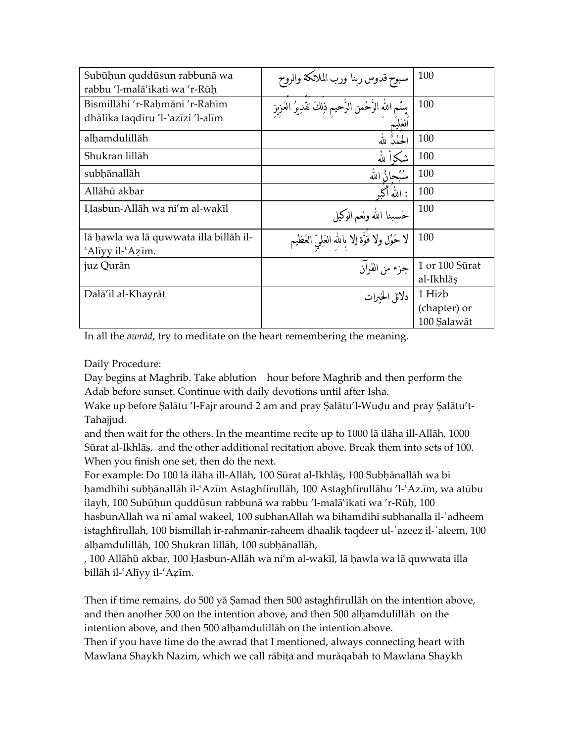| Subūḥun quddūsun rabbunā wa rabbu 'l-malā'ikati wa 'r-Rūḥ | سبوح قدوس ربنا ورب الملائكة والروح | 100 |
|---|---|---|
| Bismillāhi 'r-Raḥmāni 'r-Rahīm dhālika taqdīru 'l-'azīzi 'l-alīm | بِسْمِ اللهِ الرَّحْمنِ الرَّحيمِ ذلِكَ تَقْدِيرُ العَزِيزِ العَلِيم | 100 |
| alḥamdulillāh | الحَمْدُ لله | 100 |
| Shukran lillāh | شكراً لله | 100 |
| subḥānallāh | سُبْحانَ الله | 100 |
| Allāhū akbar | : الله أكبر | 100 |
| Ḥasbun-Allāh wa ni'm al-wakīl | حَسبنا الله ونعم الوكيل | 100 |
| lā ḥawla wa lā quwwata illa billāh il-'Alīyy il-'Aẓīm. | لا حَوْل ولا قوَّة إلا باللهِ العَلِيِّ العَظِيم | 100 |
| juz Qurān | جزء من القرآن | 1 or 100 Sūrat al-Ikhlāṣ |
| Dalā'il al-Khayrāt | دلائل الخيرات | 1 Hizb (chapter) or 100 Ṣalawāt |

In all the *awrād*, try to meditate on the heart remembering the meaning.

Daily Procedure:

Day begins at Maghrib. Take ablution   hour before Maghrib and then perform the Adab before sunset. Continue with daily devotions until after Isha.

Wake up before Ṣalātu 'l-Fajr around 2 am and pray Ṣalātu'l-Wuḍu and pray Ṣalātu't-Tahajjud.

and then wait for the others. In the meantime recite up to 1000 lā ilāha ill-Allāh, 1000 Sūrat al-Ikhlāṣ, and the other additional recitation above. Break them into sets of 100. When you finish one set, then do the next.

For example: Do 100 lā ilāha ill-Allāh, 100 Sūrat al-Ikhlāṣ, 100 Subḥānallāh wa bi ḥamdhihi subḥānallāh il-'Azīm Astaghfirullāh, 100 Astaghfirullāhu 'l-'Az.īm, wa atūbu ilayh, 100 Subūḥun quddūsun rabbunā wa rabbu 'l-malā'ikati wa 'r-Rūḥ, 100 hasbunAllah wa ni`amal wakeel, 100 subhanAllah wa bihamdihi subhanalla il-`adheem istaghfirullah, 100 bismillah ir-rahmanir-raheem dhaalik taqdeer ul-`azeez il-`aleem, 100 alḥamdulillāh, 100 Shukran lillāh, 100 subḥānallāh,
, 100 Allāhū akbar, 100 Ḥasbun-Allāh wa ni'm al-wakīl, lā ḥawla wa lā quwwata illa billāh il-'Alīyy il-'Aẓīm.

Then if time remains, do 500 yā Ṣamad then 500 astaghfirullāh on the intention above, and then another 500 on the intention above, and then 500 alḥamdulillāh on the intention above, and then 500 alḥamdulillāh on the intention above.

Then if you have time do the awrad that I mentioned, always connecting heart with Mawlana Shaykh Nazim, which we call rābiṭa and murāqabah to Mawlana Shaykh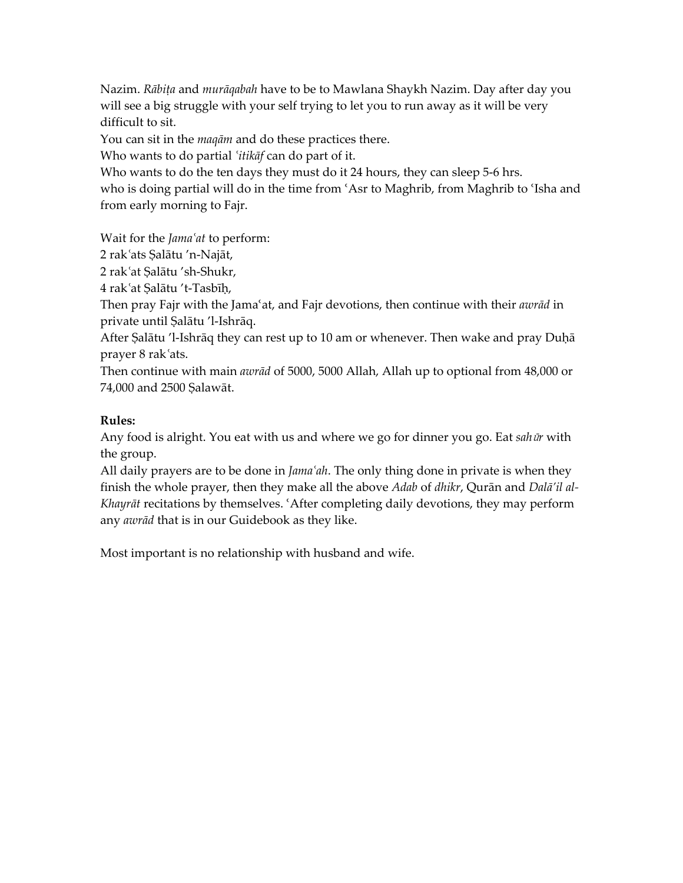Nazim. *Rābiṭa* and *murāqabah* have to be to Mawlana Shaykh Nazim. Day after day you will see a big struggle with your self trying to let you to run away as it will be very difficult to sit.

You can sit in the *maqām* and do these practices there.

Who wants to do partial *ʿitikāf* can do part of it.

Who wants to do the ten days they must do it 24 hours, they can sleep 5-6 hrs.

who is doing partial will do in the time from ʿAsr to Maghrib, from Maghrib to ʿIsha and from early morning to Fajr.

Wait for the *Jamaʿat* to perform:

2 rakʿats Ṣalātu ’n-Najāt,

2 rakʿat Ṣalātu ’sh-Shukr,

4 rakʿat Ṣalātu ’t-Tasbīḥ,

Then pray Fajr with the Jamaʿat, and Fajr devotions, then continue with their *awrād* in private until Ṣalātu ’l-Ishrāq.

After Ṣalātu ’l-Ishrāq they can rest up to 10 am or whenever. Then wake and pray Duḥā prayer 8 rakʿats.

Then continue with main *awrād* of 5000, 5000 Allah, Allah up to optional from 48,000 or 74,000 and 2500 Ṣalawāt.

**Rules:**

Any food is alright. You eat with us and where we go for dinner you go. Eat *sahūr* with the group.

All daily prayers are to be done in *Jamaʿah*. The only thing done in private is when they finish the whole prayer, then they make all the above *Adab* of *dhikr*, Qurān and *Dalā'il al-Khayrāt* recitations by themselves. ʿAfter completing daily devotions, they may perform any *awrād* that is in our Guidebook as they like.

Most important is no relationship with husband and wife.